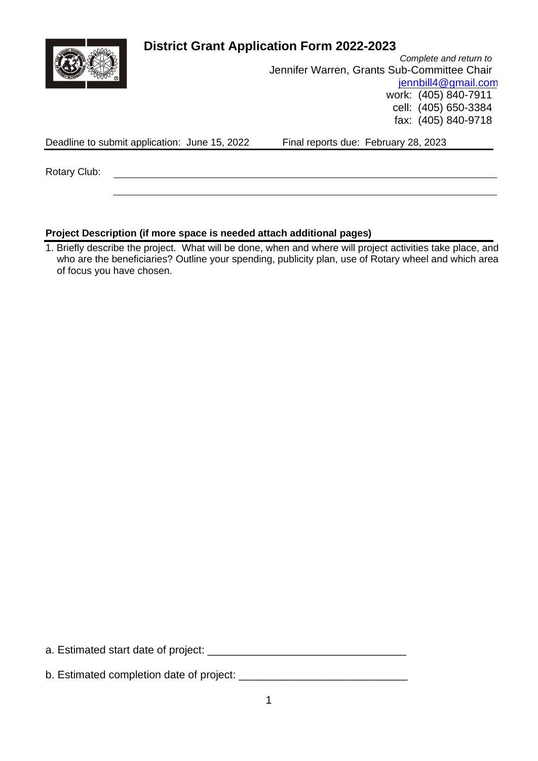# District Grant Application Form 2022-2023

*Complete and return to*

Jennifer Warren, Grants Sub-Committee Chair

jennbill4@gmail.com

work: (405) 840-7911

cell: (405) 650-3384

fax: (405) 840-9718

Deadline to submit application: June 15, 2022 Final reports due: February 28, 2023

Rotary Club: ______________________________________________

______________________________________________

**Project Description (if more space is needed attach additional pages)**

1. Briefly describe the project. What will be done, when and where will project activities take place, and who are the beneficiaries? Outline your spending, publicity plan, use of Rotary wheel and which area of focus you have chosen.

a. Estimated start date of project: ________________________________

b. Estimated completion date of project: ___________________________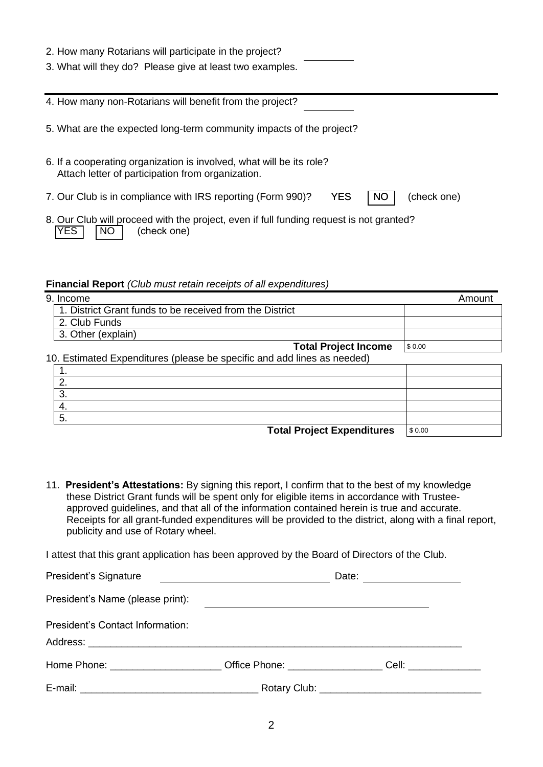2. How many Rotarians will participate in the project? \_\_\_\_\_\_\_\_

3. What will they do? Please give at least two examples.

---

4. How many non-Rotarians will benefit from the project? \_\_\_\_\_\_\_\_

5. What are the expected long-term community impacts of the project?

6. If a cooperating organization is involved, what will be its role?
   Attach letter of participation from organization.

7. Our Club is in compliance with IRS reporting (Form 990)? YES NO (check one)

8. Our Club will proceed with the project, even if full funding request is not granted?
   YES NO (check one)

**Financial Report** *(Club must retain receipts of all expenditures)*

| 9. Income | Amount |
|---|---|
| 1. District Grant funds to be received from the District | |
| 2. Club Funds | |
| 3. Other (explain) | |
| **Total Project Income** | $ 0.00 |

| 10. Estimated Expenditures (please be specific and add lines as needed) | |
|---|---|
| 1. | |
| 2. | |
| 3. | |
| 4. | |
| 5. | |
| **Total Project Expenditures** | $ 0.00 |

11. **President's Attestations:** By signing this report, I confirm that to the best of my knowledge these District Grant funds will be spent only for eligible items in accordance with Trustee-approved guidelines, and that all of the information contained herein is true and accurate. Receipts for all grant-funded expenditures will be provided to the district, along with a final report, publicity and use of Rotary wheel.

I attest that this grant application has been approved by the Board of Directors of the Club.

President's Signature \_\_\_\_\_\_\_\_\_\_\_\_\_\_\_\_\_\_\_\_\_\_\_\_\_\_\_\_\_\_ Date: \_\_\_\_\_\_\_\_\_\_\_\_\_\_\_\_

President's Name (please print): \_\_\_\_\_\_\_\_\_\_\_\_\_\_\_\_\_\_\_\_\_\_\_\_\_\_\_\_\_\_\_\_\_\_\_\_\_\_\_\_

President's Contact Information:

Address: \_\_\_\_\_\_\_\_\_\_\_\_\_\_\_\_\_\_\_\_\_\_\_\_\_\_\_\_\_\_\_\_\_\_\_\_\_\_\_\_\_\_\_\_\_\_\_\_\_\_\_\_\_\_\_\_\_\_\_\_\_\_\_\_\_\_\_\_

Home Phone: \_\_\_\_\_\_\_\_\_\_\_\_\_\_\_\_\_\_\_\_ Office Phone: \_\_\_\_\_\_\_\_\_\_\_\_\_\_\_\_\_ Cell: \_\_\_\_\_\_\_\_\_\_\_\_\_

E-mail: \_\_\_\_\_\_\_\_\_\_\_\_\_\_\_\_\_\_\_\_\_\_\_\_\_\_\_\_\_\_\_\_ Rotary Club: \_\_\_\_\_\_\_\_\_\_\_\_\_\_\_\_\_\_\_\_\_\_\_\_\_\_\_\_\_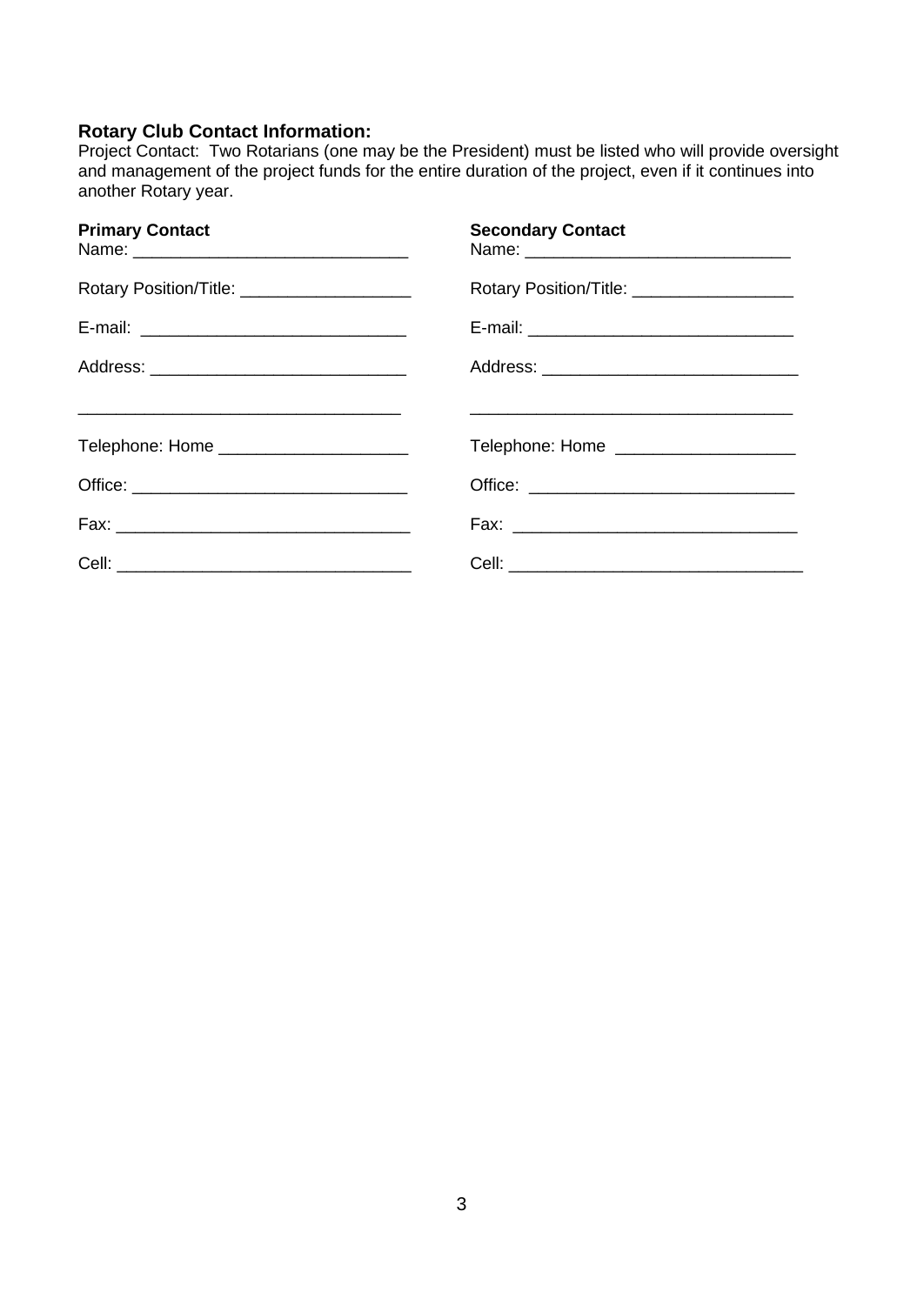**Rotary Club Contact Information:**

Project Contact: Two Rotarians (one may be the President) must be listed who will provide oversight and management of the project funds for the entire duration of the project, even if it continues into another Rotary year.

**Primary Contact**

Name: _____________________________

Rotary Position/Title: __________________

E-mail: ____________________________

Address: ___________________________

__________________________________

Telephone: Home ____________________

Office: _____________________________

Fax: _______________________________

Cell: _______________________________

**Secondary Contact**

Name: ____________________________

Rotary Position/Title: _________________

E-mail: ____________________________

Address: ___________________________

__________________________________

Telephone: Home ___________________

Office: ____________________________

Fax: ______________________________

Cell: _______________________________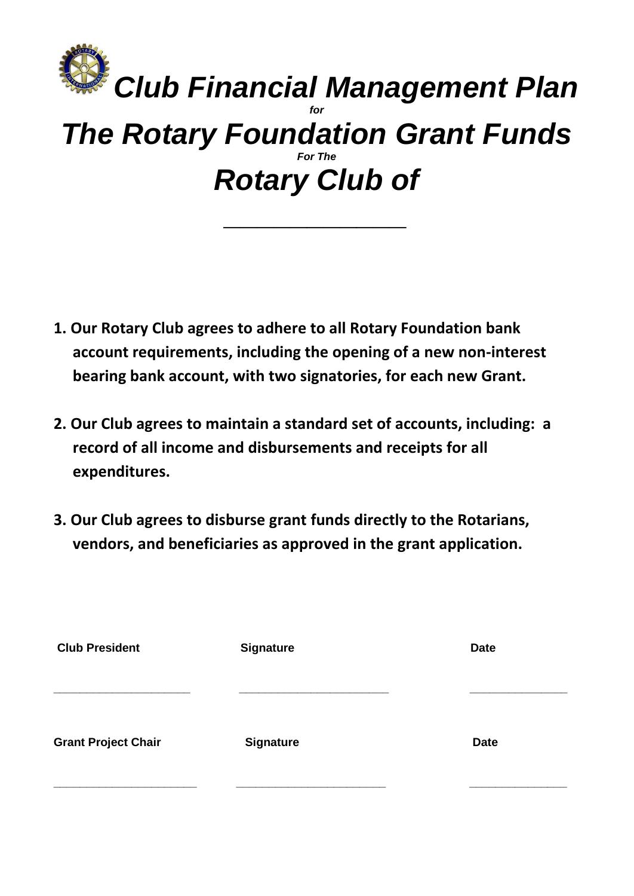# *Club Financial Management Plan*

***for***

# *The Rotary Foundation Grant Funds*

***For The***

# *Rotary Club of*

______________________

1. **Our Rotary Club agrees to adhere to all Rotary Foundation bank account requirements, including the opening of a new non-interest bearing bank account, with two signatories, for each new Grant.**

2. **Our Club agrees to maintain a standard set of accounts, including: a record of all income and disbursements and receipts for all expenditures.**

3. **Our Club agrees to disburse grant funds directly to the Rotarians, vendors, and beneficiaries as approved in the grant application.**

| **Club President** | **Signature** | **Date** |
|---|---|---|
| ______________________ | ______________________ | ______________ |

| **Grant Project Chair** | **Signature** | **Date** |
|---|---|---|
| ______________________ | ______________________ | ______________ |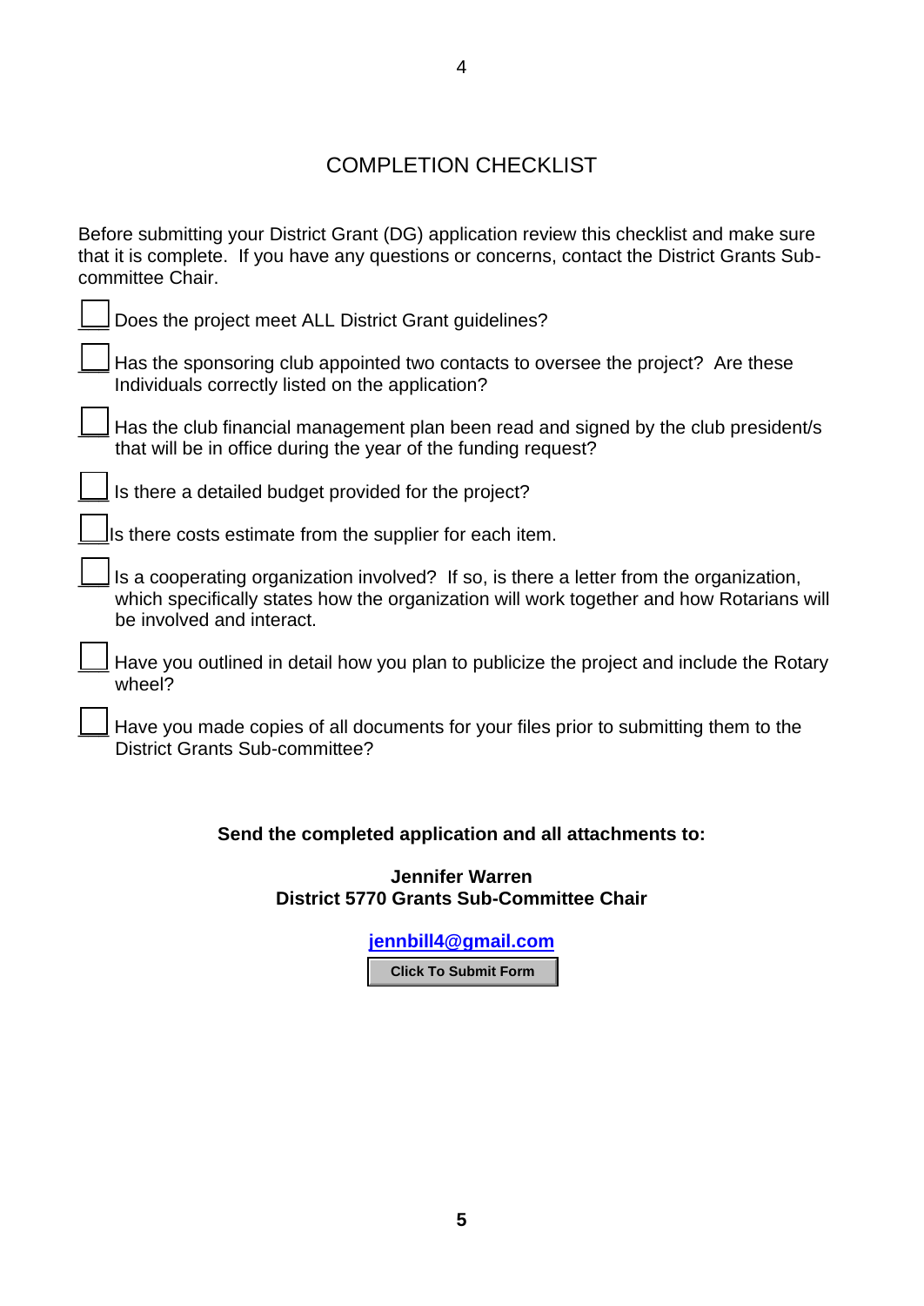# COMPLETION CHECKLIST

Before submitting your District Grant (DG) application review this checklist and make sure that it is complete. If you have any questions or concerns, contact the District Grants Sub-committee Chair.

- [ ] Does the project meet ALL District Grant guidelines?
- [ ] Has the sponsoring club appointed two contacts to oversee the project? Are these Individuals correctly listed on the application?
- [ ] Has the club financial management plan been read and signed by the club president/s that will be in office during the year of the funding request?
- [ ] Is there a detailed budget provided for the project?
- [ ] Is there costs estimate from the supplier for each item.
- [ ] Is a cooperating organization involved? If so, is there a letter from the organization, which specifically states how the organization will work together and how Rotarians will be involved and interact.
- [ ] Have you outlined in detail how you plan to publicize the project and include the Rotary wheel?
- [ ] Have you made copies of all documents for your files prior to submitting them to the District Grants Sub-committee?

**Send the completed application and all attachments to:**

**Jennifer Warren**
**District 5770 Grants Sub-Committee Chair**

**jennbill4@gmail.com**

Click To Submit Form